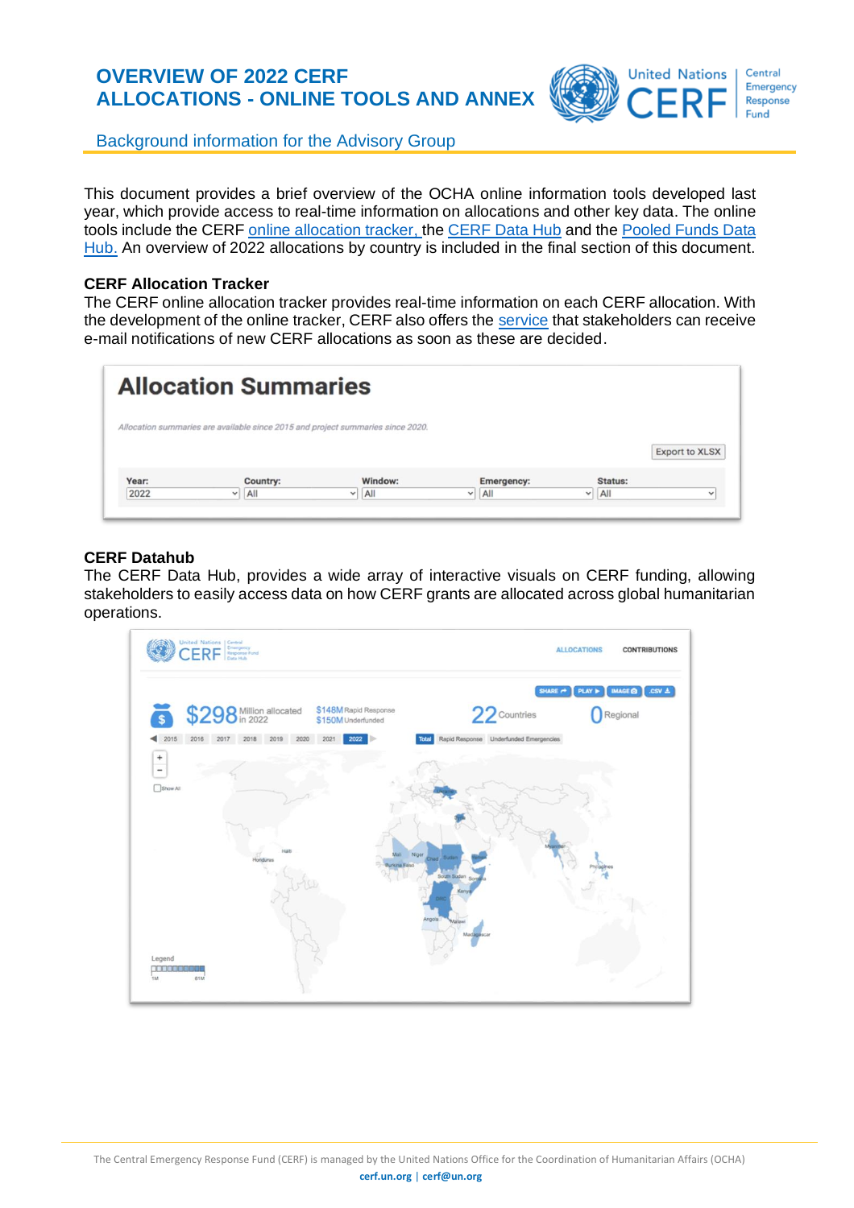# OVERVIEW OF 2022 CERF ALLOCATIONS - ONLINE TOOLS AND ANNEX

Background information for the Advisory Group

This document provides a brief overview of the OCHA online information tools developed last year, which provide access to real-time information on allocations and other key data. The online tools include the CERF online allocation tracker, the CERF Data Hub and the Pooled Funds Data Hub. An overview of 2022 allocations by country is included in the final section of this document.

### CERF Allocation Tracker

The CERF online allocation tracker provides real-time information on each CERF allocation. With the development of the online tracker, CERF also offers the service that stakeholders can receive e-mail notifications of new CERF allocations as soon as these are decided.

### CERF Datahub

The CERF Data Hub, provides a wide array of interactive visuals on CERF funding, allowing stakeholders to easily access data on how CERF grants are allocated across global humanitarian operations.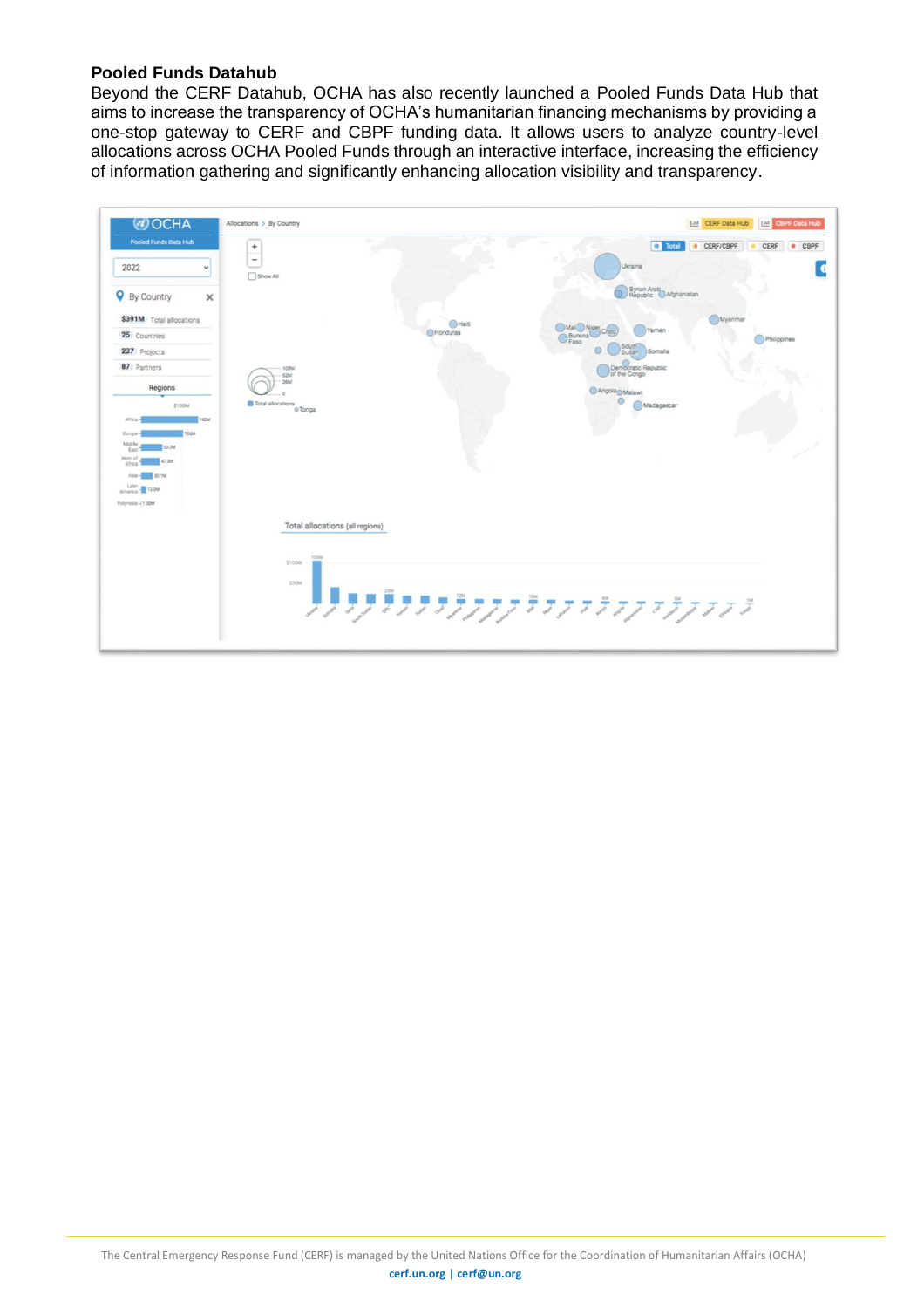**Pooled Funds Datahub**

Beyond the CERF Datahub, OCHA has also recently launched a Pooled Funds Data Hub that aims to increase the transparency of OCHA's humanitarian financing mechanisms by providing a one-stop gateway to CERF and CBPF funding data. It allows users to analyze country-level allocations across OCHA Pooled Funds through an interactive interface, increasing the efficiency of information gathering and significantly enhancing allocation visibility and transparency.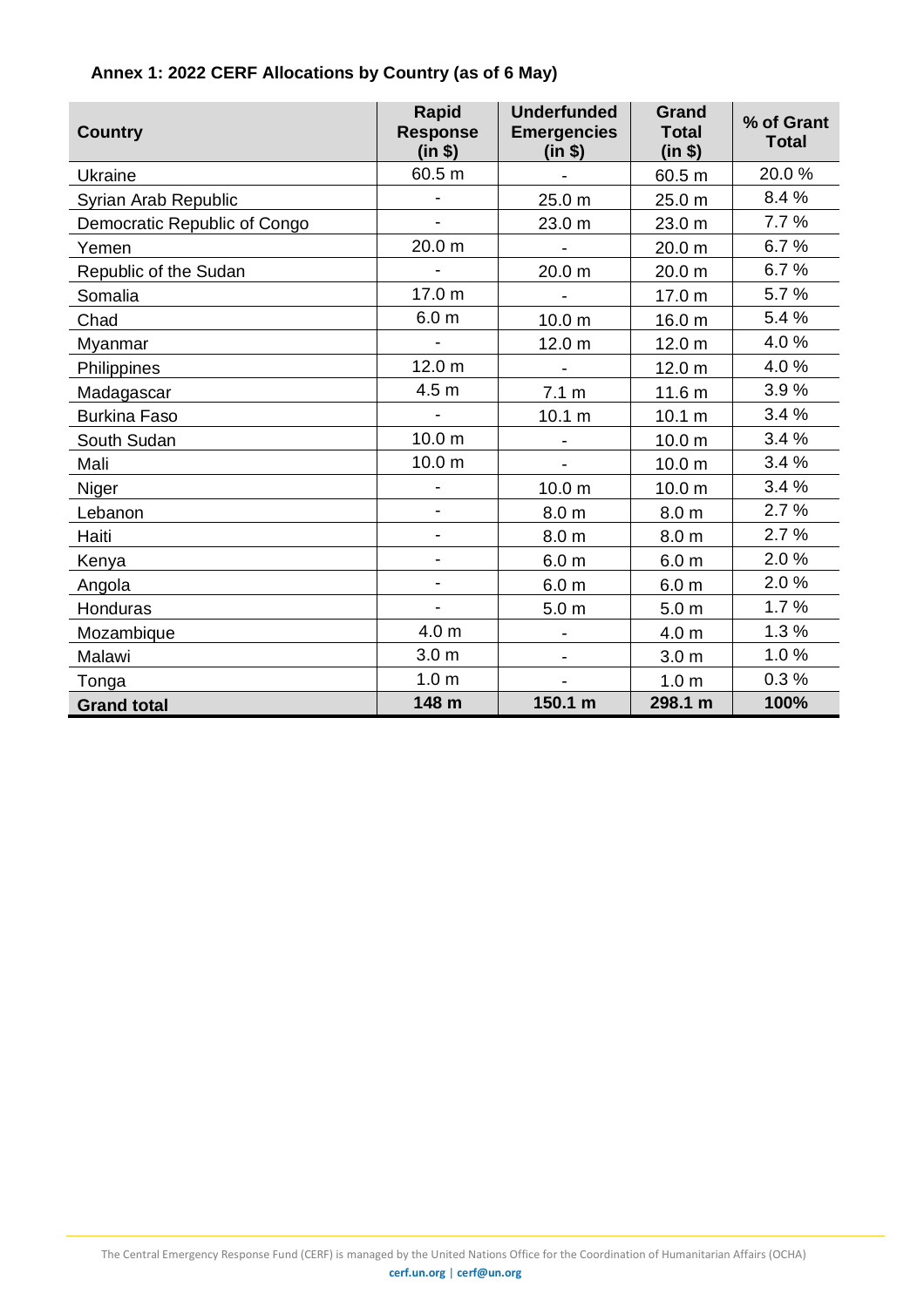**Annex 1: 2022 CERF Allocations by Country (as of 6 May)**

| Country | Rapid Response (in $) | Underfunded Emergencies (in $) | Grand Total (in $) | % of Grant Total |
|---|---|---|---|---|
| Ukraine | 60.5 m | - | 60.5 m | 20.0 % |
| Syrian Arab Republic | - | 25.0 m | 25.0 m | 8.4 % |
| Democratic Republic of Congo | - | 23.0 m | 23.0 m | 7.7 % |
| Yemen | 20.0 m | - | 20.0 m | 6.7 % |
| Republic of the Sudan | - | 20.0 m | 20.0 m | 6.7 % |
| Somalia | 17.0 m | - | 17.0 m | 5.7 % |
| Chad | 6.0 m | 10.0 m | 16.0 m | 5.4 % |
| Myanmar | - | 12.0 m | 12.0 m | 4.0 % |
| Philippines | 12.0 m | - | 12.0 m | 4.0 % |
| Madagascar | 4.5 m | 7.1 m | 11.6 m | 3.9 % |
| Burkina Faso | - | 10.1 m | 10.1 m | 3.4 % |
| South Sudan | 10.0 m | - | 10.0 m | 3.4 % |
| Mali | 10.0 m | - | 10.0 m | 3.4 % |
| Niger | - | 10.0 m | 10.0 m | 3.4 % |
| Lebanon | - | 8.0 m | 8.0 m | 2.7 % |
| Haiti | - | 8.0 m | 8.0 m | 2.7 % |
| Kenya | - | 6.0 m | 6.0 m | 2.0 % |
| Angola | - | 6.0 m | 6.0 m | 2.0 % |
| Honduras | - | 5.0 m | 5.0 m | 1.7 % |
| Mozambique | 4.0 m | - | 4.0 m | 1.3 % |
| Malawi | 3.0 m | - | 3.0 m | 1.0 % |
| Tonga | 1.0 m | - | 1.0 m | 0.3 % |
| **Grand total** | **148 m** | **150.1 m** | **298.1 m** | **100%** |

The Central Emergency Response Fund (CERF) is managed by the United Nations Office for the Coordination of Humanitarian Affairs (OCHA)

cerf.un.org | cerf@un.org